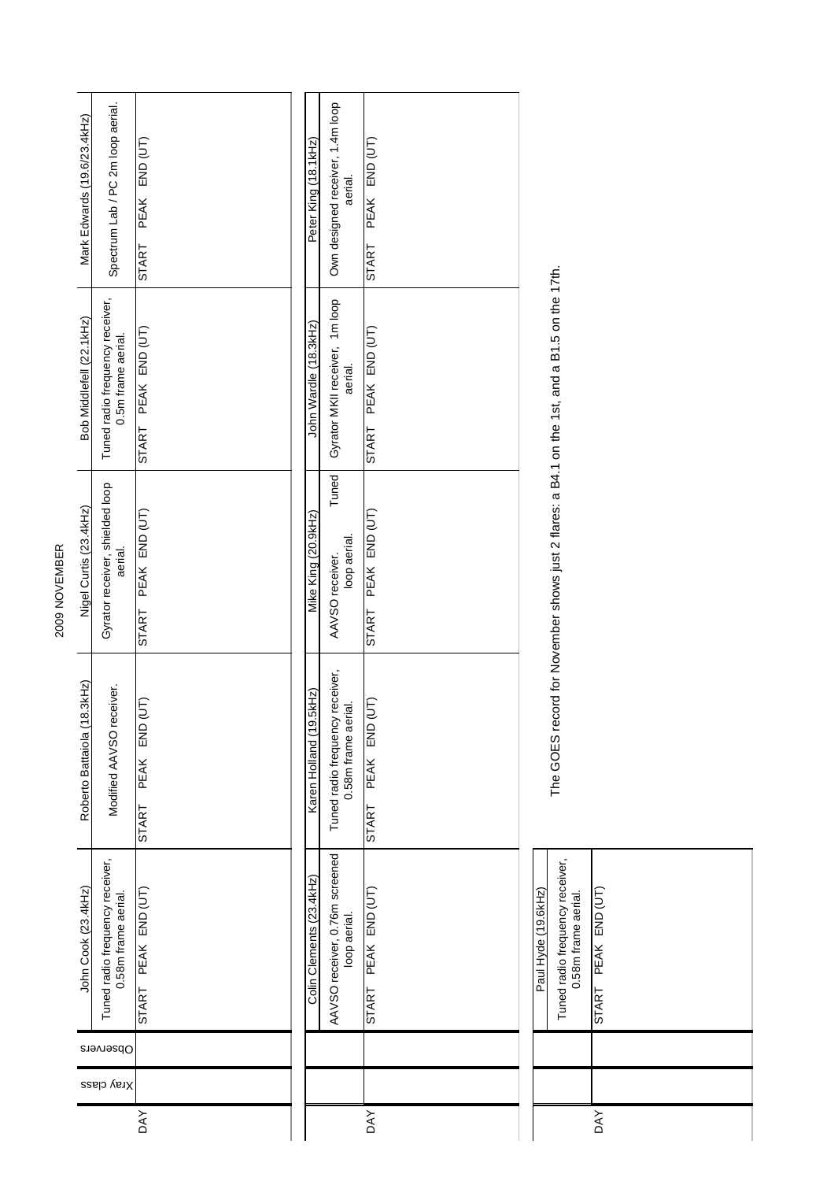# 2009 NOVEMBER

| DAY | Xray class | Observers | John Cook (23.4kHz) | | | Roberto Battaiola (18.3kHz) | | | Nigel Curtis (23.4kHz) | | | Bob Middlefell (22.1kHz) | | | Mark Edwards (19.6/23.4kHz) | | |
|---|---|---|---|---|---|---|---|---|---|---|---|---|---|---|---|---|---|
| | | | Tuned radio frequency receiver, 0.58m frame aerial. | | | Modified AAVSO receiver. | | | Gyrator receiver, shielded loop aerial. | | | Tuned radio frequency receiver, 0.5m frame aerial. | | | Spectrum Lab / PC 2m loop aerial. | | |
| | | | START | PEAK | END (UT) | START | PEAK | END (UT) | START | PEAK | END (UT) | START | PEAK | END (UT) | START | PEAK | END (UT) |

| DAY | | | Colin Clements (23.4kHz) | | | Karen Holland (19.5kHz) | | | Mike King (20.9kHz) | | | John Wardle (18.3kHz) | | | Peter King (18.1kHz) | | |
|---|---|---|---|---|---|---|---|---|---|---|---|---|---|---|---|---|---|
| | | | AAVSO receiver, 0.76m screened loop aerial. | | | Tuned radio frequency receiver, 0.58m frame aerial. | | | AAVSO receiver. Tuned loop aerial. | | | Gyrator MKII receiver, 1m loop aerial. | | | Own designed receiver, 1.4m loop aerial. | | |
| | | | START | PEAK | END (UT) | START | PEAK | END (UT) | START | PEAK | END (UT) | START | PEAK | END (UT) | START | PEAK | END (UT) |

| DAY | | | Paul Hyde (19.6kHz) | | |
|---|---|---|---|---|---|
| | | | Tuned radio frequency receiver, 0.58m frame aerial. | | |
| | | | START | PEAK | END (UT) |

The GOES record for November shows just 2 flares: a B4.1 on the 1st, and a B1.5 on the 17th.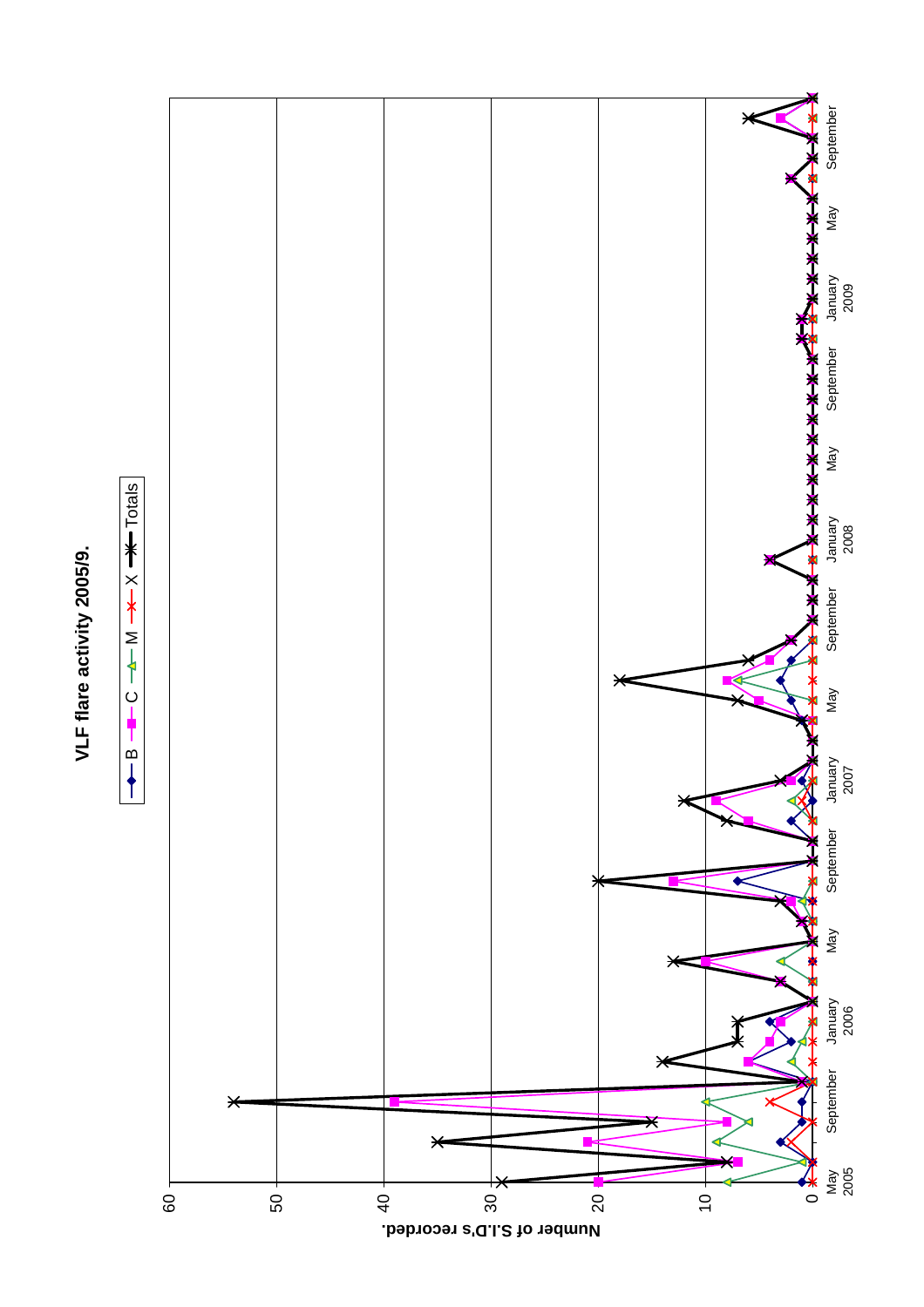VLF flare activity 2005/9.

B
C
M
X
Totals

Number of S.I.D's recorded.

60
50
40
30
20
10
0

May 2005
September
January 2006
May
September
January 2007
May
September
January 2008
May
September
January 2009
May
September